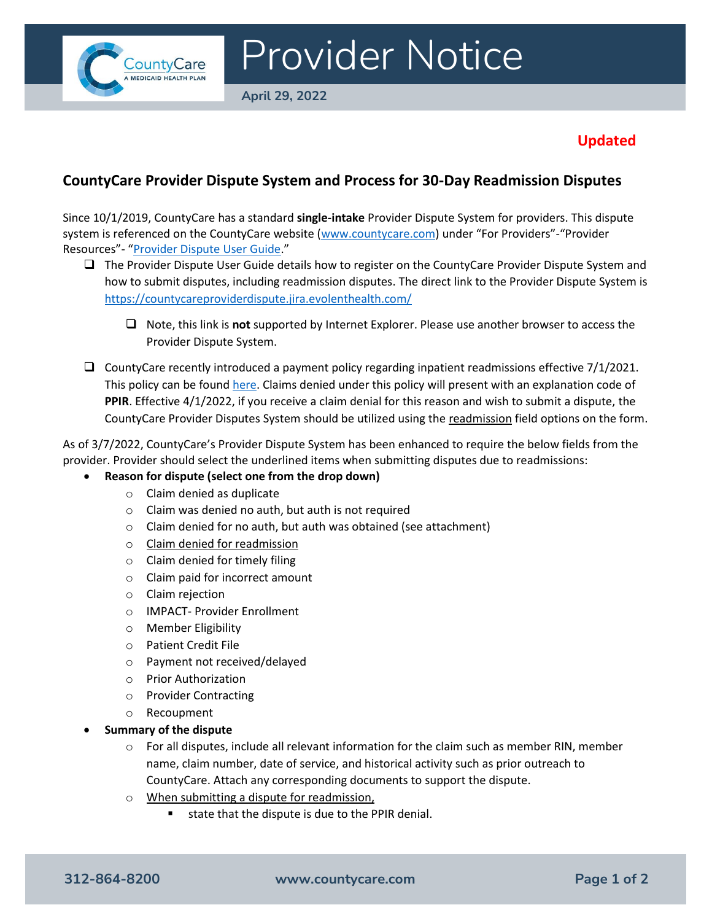# Provider Notice

April 29, 2022

**Updated**

## CountyCare Provider Dispute System and Process for 30-Day Readmission Disputes

Since 10/1/2019, CountyCare has a standard **single-intake** Provider Dispute System for providers. This dispute system is referenced on the CountyCare website (www.countycare.com) under "For Providers"-"Provider Resources"- "Provider Dispute User Guide."

- The Provider Dispute User Guide details how to register on the CountyCare Provider Dispute System and how to submit disputes, including readmission disputes. The direct link to the Provider Dispute System is https://countycareproviderdispute.jira.evolenthealth.com/
  - Note, this link is **not** supported by Internet Explorer. Please use another browser to access the Provider Dispute System.
- CountyCare recently introduced a payment policy regarding inpatient readmissions effective 7/1/2021. This policy can be found here. Claims denied under this policy will present with an explanation code of **PPIR**. Effective 4/1/2022, if you receive a claim denial for this reason and wish to submit a dispute, the CountyCare Provider Disputes System should be utilized using the <u>readmission</u> field options on the form.

As of 3/7/2022, CountyCare's Provider Dispute System has been enhanced to require the below fields from the provider. Provider should select the underlined items when submitting disputes due to readmissions:

- **Reason for dispute (select one from the drop down)**
  - Claim denied as duplicate
  - Claim was denied no auth, but auth is not required
  - Claim denied for no auth, but auth was obtained (see attachment)
  - <u>Claim denied for readmission</u>
  - Claim denied for timely filing
  - Claim paid for incorrect amount
  - Claim rejection
  - IMPACT- Provider Enrollment
  - Member Eligibility
  - Patient Credit File
  - Payment not received/delayed
  - Prior Authorization
  - Provider Contracting
  - Recoupment
- **Summary of the dispute**
  - For all disputes, include all relevant information for the claim such as member RIN, member name, claim number, date of service, and historical activity such as prior outreach to CountyCare. Attach any corresponding documents to support the dispute.
  - <u>When submitting a dispute for readmission,</u>
    - state that the dispute is due to the PPIR denial.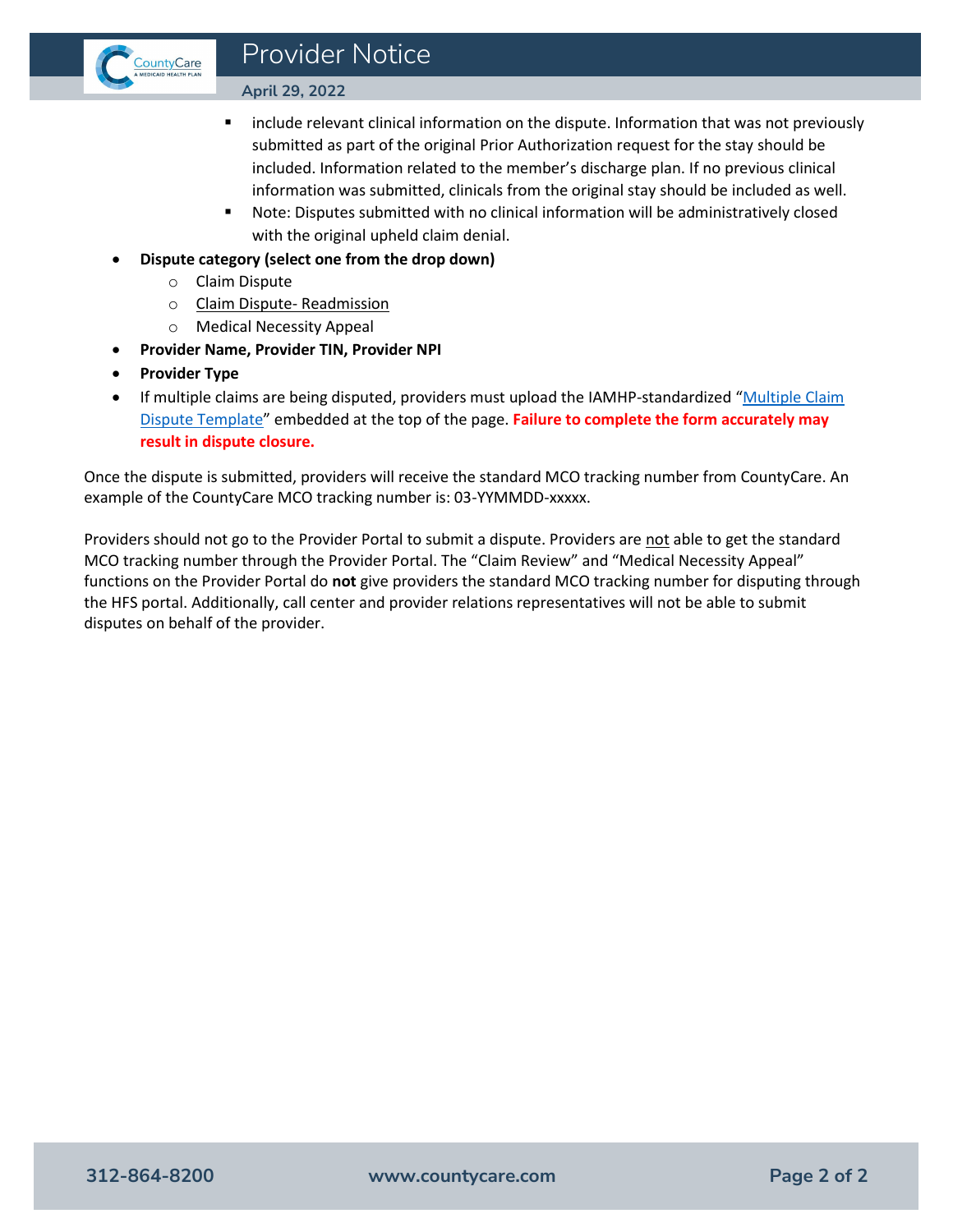- include relevant clinical information on the dispute. Information that was not previously submitted as part of the original Prior Authorization request for the stay should be included. Information related to the member's discharge plan. If no previous clinical information was submitted, clinicals from the original stay should be included as well.
    - Note: Disputes submitted with no clinical information will be administratively closed with the original upheld claim denial.
- **Dispute category (select one from the drop down)**
    - Claim Dispute
    - <u>Claim Dispute- Readmission</u>
    - Medical Necessity Appeal
- **Provider Name, Provider TIN, Provider NPI**
- **Provider Type**
- If multiple claims are being disputed, providers must upload the IAMHP-standardized "[Multiple Claim Dispute Template]" embedded at the top of the page. **Failure to complete the form accurately may result in dispute closure.**

Once the dispute is submitted, providers will receive the standard MCO tracking number from CountyCare. An example of the CountyCare MCO tracking number is: 03-YYMMDD-xxxxx.

Providers should not go to the Provider Portal to submit a dispute. Providers are <u>not</u> able to get the standard MCO tracking number through the Provider Portal. The "Claim Review" and "Medical Necessity Appeal" functions on the Provider Portal do **not** give providers the standard MCO tracking number for disputing through the HFS portal. Additionally, call center and provider relations representatives will not be able to submit disputes on behalf of the provider.